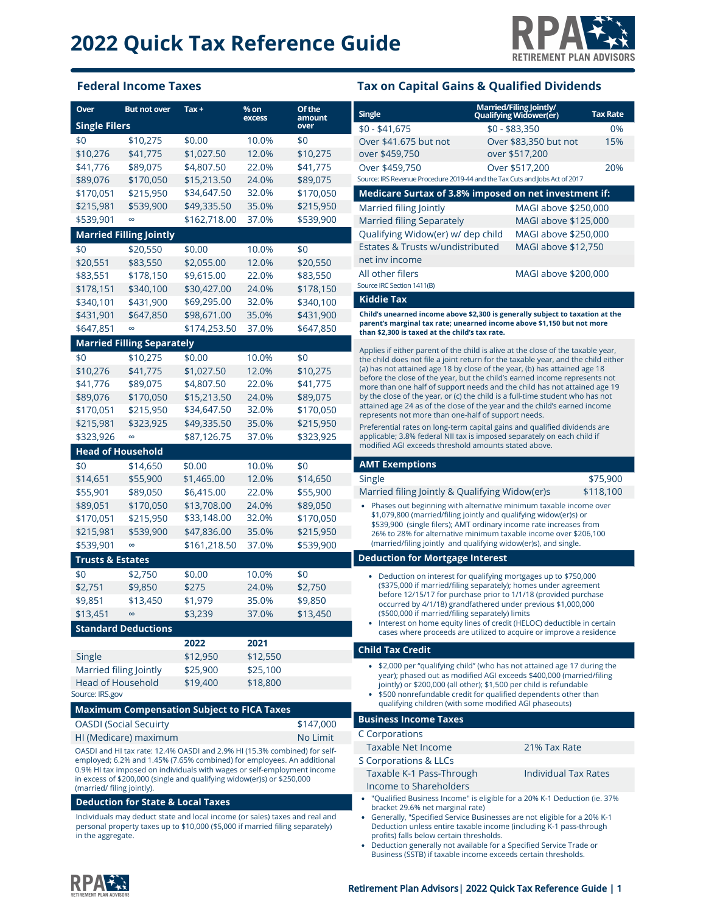# 2022 Quick Tax Reference Guide

RETIREMENT PLAN ADVISORS

## Federal Income Taxes

| Over | But not over | Tax + | % on excess | Of the amount over |
|---|---|---|---|---|
| **Single Filers** | | | | |
| $0 | $10,275 | $0.00 | 10.0% | $0 |
| $10,276 | $41,775 | $1,027.50 | 12.0% | $10,275 |
| $41,776 | $89,075 | $4,807.50 | 22.0% | $41,775 |
| $89,076 | $170,050 | $15,213.50 | 24.0% | $89,075 |
| $170,051 | $215,950 | $34,647.50 | 32.0% | $170,050 |
| $215,981 | $539,900 | $49,335.50 | 35.0% | $215,950 |
| $539,901 | ∞ | $162,718.00 | 37.0% | $539,900 |
| **Married Filling Jointly** | | | | |
| $0 | $20,550 | $0.00 | 10.0% | $0 |
| $20,551 | $83,550 | $2,055.00 | 12.0% | $20,550 |
| $83,551 | $178,150 | $9,615.00 | 22.0% | $83,550 |
| $178,151 | $340,100 | $30,427.00 | 24.0% | $178,150 |
| $340,101 | $431,900 | $69,295.00 | 32.0% | $340,100 |
| $431,901 | $647,850 | $98,671.00 | 35.0% | $431,900 |
| $647,851 | ∞ | $174,253.50 | 37.0% | $647,850 |
| **Married Filling Separately** | | | | |
| $0 | $10,275 | $0.00 | 10.0% | $0 |
| $10,276 | $41,775 | $1,027.50 | 12.0% | $10,275 |
| $41,776 | $89,075 | $4,807.50 | 22.0% | $41,775 |
| $89,076 | $170,050 | $15,213.50 | 24.0% | $89,075 |
| $170,051 | $215,950 | $34,647.50 | 32.0% | $170,050 |
| $215,981 | $323,925 | $49,335.50 | 35.0% | $215,950 |
| $323,926 | ∞ | $87,126.75 | 37.0% | $323,925 |
| **Head of Household** | | | | |
| $0 | $14,650 | $0.00 | 10.0% | $0 |
| $14,651 | $55,900 | $1,465.00 | 12.0% | $14,650 |
| $55,901 | $89,050 | $6,415.00 | 22.0% | $55,900 |
| $89,051 | $170,050 | $13,708.00 | 24.0% | $89,050 |
| $170,051 | $215,950 | $33,148.00 | 32.0% | $170,050 |
| $215,981 | $539,900 | $47,836.00 | 35.0% | $215,950 |
| $539,901 | ∞ | $161,218.50 | 37.0% | $539,900 |
| **Trusts & Estates** | | | | |
| $0 | $2,750 | $0.00 | 10.0% | $0 |
| $2,751 | $9,850 | $275 | 24.0% | $2,750 |
| $9,851 | $13,450 | $1,979 | 35.0% | $9,850 |
| $13,451 | ∞ | $3,239 | 37.0% | $13,450 |

### Standard Deductions

| | 2022 | 2021 |
|---|---|---|
| Single | $12,950 | $12,550 |
| Married filing Jointly | $25,900 | $25,100 |
| Head of Household | $19,400 | $18,800 |

Source: IRS.gov

### Maximum Compensation Subject to FICA Taxes

| | |
|---|---|
| OASDI (Social Secuirty) | $147,000 |
| HI (Medicare) maximum | No Limit |

OASDI and HI tax rate: 12.4% OASDI and 2.9% HI (15.3% combined) for self-employed; 6.2% and 1.45% (7.65% combined) for employees. An additional 0.9% HI tax imposed on individuals with wages or self-employment income in excess of $200,000 (single and qualifying widow(er)s) or $250,000 (marrie/ filing jointly).

### Deduction for State & Local Taxes

Individuals may deduct state and local income (or sales) taxes and real and personal property taxes up to $10,000 ($5,000 if married filing separately) in the aggregate.

## Tax on Capital Gains & Qualified Dividends

| Single | Married/Filing Jointly/ Qualifying Widower(er) | Tax Rate |
|---|---|---|
| $0 - $41,675 | $0 - $83,350 | 0% |
| Over $41.675 but not over $459,750 | Over $83,350 but not over $517,200 | 15% |
| Over $459,750 | Over $517,200 | 20% |

Source: IRS Revenue Procedure 2019-44 and the Tax Cuts and Jobs Act of 2017

### Medicare Surtax of 3.8% imposed on net investment if:

| | |
|---|---|
| Married filing Jointly | MAGI above $250,000 |
| Married filing Separately | MAGI above $125,000 |
| Qualifying Widow(er) w/ dep child | MAGI above $250,000 |
| Estates & Trusts w/undistributed net inv income | MAGI above $12,750 |
| All other filers | MAGI above $200,000 |

Source IRC Section 1411(B)

### Kiddie Tax

**Child's unearned income above $2,300 is generally subject to taxation at the parent's marginal tax rate; unearned income above $1,150 but not more than $2,300 is taxed at the child's tax rate.**

Applies if either parent of the child is alive at the close of the taxable year, the child does not file a joint return for the taxable year, and the child either (a) has not attained age 18 by close of the year, (b) has attained age 18 before the close of the year, but the child's earned income represents not more than one half of support needs and the child has not attained age 19 by the close of the year, or (c) the child is a full-time student who has not attained age 24 as of the close of the year and the child's earned income represents not more than one-half of support needs.

Preferential rates on long-term capital gains and qualified dividends are applicable; 3.8% federal NII tax is imposed separately on each child if modified AGI exceeds threshold amounts stated above.

### AMT Exemptions

| | |
|---|---|
| Single | $75,900 |
| Married filing Jointly & Qualifying Widow(er)s | $118,100 |

- Phases out beginning with alternative minimum taxable income over $1,079,800 (married/filing jointly and qualifying widow(er)s) or $539,900 (single filers); AMT ordinary income rate increases from 26% to 28% for alternative minimum taxable income over $206,100 (married/filing jointly and qualifying widow(er)s), and single.

### Deduction for Mortgage Interest

- Deduction on interest for qualifying mortgages up to $750,000 ($375,000 if married/filing separately); homes under agreement before 12/15/17 for purchase prior to 1/1/18 (provided purchase occurred by 4/1/18) grandfathered under previous $1,000,000 ($500,000 if married/filing separately) limits
- Interest on home equity lines of credit (HELOC) deductible in certain cases where proceeds are utilized to acquire or improve a residence

### Child Tax Credit

- $2,000 per "qualifying child" (who has not attained age 17 during the year); phased out as modified AGI exceeds $400,000 (married/filing jointly) or $200,000 (all other); $1,500 per child is refundable
- $500 nonrefundable credit for qualified dependents other than qualifying children (with some modified AGI phaseouts)

### Business Income Taxes

| | |
|---|---|
| **C Corporations** | |
| Taxable Net Income | 21% Tax Rate |
| **S Corporations & LLCs** | |
| Taxable K-1 Pass-Through Income to Shareholders | Individual Tax Rates |

- "Qualified Business Income" is eligible for a 20% K-1 Deduction (ie. 37% bracket 29.6% net marginal rate)
- Generally, "Specified Service Businesses are not eligible for a 20% K-1 Deduction unless entire taxable income (including K-1 pass-through profits) falls below certain thresholds.
- Deduction generally not available for a Specified Service Trade or Business (SSTB) if taxable income exceeds certain thresholds.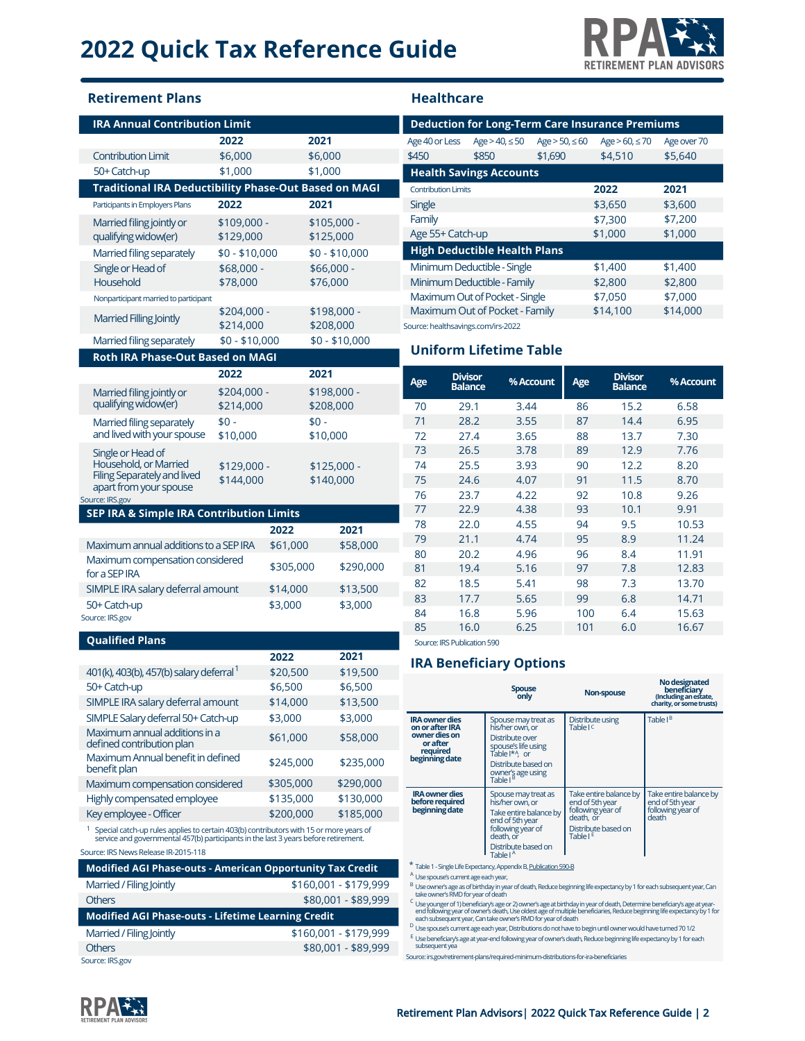# 2022 Quick Tax Reference Guide

## Retirement Plans

| IRA Annual Contribution Limit | | |
|---|---|---|
| | 2022 | 2021 |
| Contribution Limit | $6,000 | $6,000 |
| 50+ Catch-up | $1,000 | $1,000 |

| Traditional IRA Deductibility Phase-Out Based on MAGI | | |
|---|---|---|
| Participants in Employers Plans | 2022 | 2021 |
| Married filing jointly or qualifying widow(er) | $109,000 - $129,000 | $105,000 - $125,000 |
| Married filing separately | $0 - $10,000 | $0 - $10,000 |
| Single or Head of Household | $68,000 - $78,000 | $66,000 - $76,000 |
| Nonparticipant married to participant | | |
| Married Filling Jointly | $204,000 - $214,000 | $198,000 - $208,000 |
| Married filing separately | $0 - $10,000 | $0 - $10,000 |

| Roth IRA Phase-Out Based on MAGI | | |
|---|---|---|
| | 2022 | 2021 |
| Married filing jointly or qualifying widow(er) | $204,000 - $214,000 | $198,000 - $208,000 |
| Married filing separately and lived with your spouse | $0 - $10,000 | $0 - $10,000 |
| Single or Head of Household, or Married Filing Separately and lived apart from your spouse | $129,000 - $144,000 | $125,000 - $140,000 |

Source: IRS.gov

| SEP IRA & Simple IRA Contribution Limits | | |
|---|---|---|
| | 2022 | 2021 |
| Maximum annual additions to a SEP IRA | $61,000 | $58,000 |
| Maximum compensation considered for a SEP IRA | $305,000 | $290,000 |
| SIMPLE IRA salary deferral amount | $14,000 | $13,500 |
| 50+ Catch-up | $3,000 | $3,000 |

Source: IRS.gov

| Qualified Plans | | |
|---|---|---|
| | 2022 | 2021 |
| 401(k), 403(b), 457(b) salary deferral[1] | $20,500 | $19,500 |
| 50+ Catch-up | $6,500 | $6,500 |
| SIMPLE IRA salary deferral amount | $14,000 | $13,500 |
| SIMPLE Salary deferral 50+ Catch-up | $3,000 | $3,000 |
| Maximum annual additions in a defined contribution plan | $61,000 | $58,000 |
| Maximum Annual benefit in defined benefit plan | $245,000 | $235,000 |
| Maximum compensation considered | $305,000 | $290,000 |
| Highly compensated employee | $135,000 | $130,000 |
| Key employee - Officer | $200,000 | $185,000 |

[1] Special catch-up rules applies to certain 403(b) contributors with 15 or more years of service and governmental 457(b) participants in the last 3 years before retirement.

Source: IRS News Release IR-2015-118

| Modified AGI Phase-outs - American Opportunity Tax Credit | |
|---|---|
| Married / Filing Jointly | $160,001 - $179,999 |
| Others | $80,001 - $89,999 |

| Modified AGI Phase-outs - Lifetime Learning Credit | |
|---|---|
| Married / Filing Jointly | $160,001 - $179,999 |
| Others | $80,001 - $89,999 |

Source: IRS.gov

## Healthcare

| Deduction for Long-Term Care Insurance Premiums | | | | |
|---|---|---|---|---|
| Age 40 or Less | Age > 40, ≤ 50 | Age > 50, ≤ 60 | Age > 60, ≤ 70 | Age over 70 |
| $450 | $850 | $1,690 | $4,510 | $5,640 |

| Health Savings Accounts | | |
|---|---|---|
| Contribution Limits | 2022 | 2021 |
| Single | $3,650 | $3,600 |
| Family | $7,300 | $7,200 |
| Age 55+ Catch-up | $1,000 | $1,000 |

| High Deductible Health Plans | | |
|---|---|---|
| Minimum Deductible - Single | $1,400 | $1,400 |
| Minimum Deductible - Family | $2,800 | $2,800 |
| Maximum Out of Pocket - Single | $7,050 | $7,000 |
| Maximum Out of Pocket - Family | $14,100 | $14,000 |

Source: healthsavings.com/irs-2022

## Uniform Lifetime Table

| Age | Divisor Balance | % Account | Age | Divisor Balance | % Account |
|---|---|---|---|---|---|
| 70 | 29.1 | 3.44 | 86 | 15.2 | 6.58 |
| 71 | 28.2 | 3.55 | 87 | 14.4 | 6.95 |
| 72 | 27.4 | 3.65 | 88 | 13.7 | 7.30 |
| 73 | 26.5 | 3.78 | 89 | 12.9 | 7.76 |
| 74 | 25.5 | 3.93 | 90 | 12.2 | 8.20 |
| 75 | 24.6 | 4.07 | 91 | 11.5 | 8.70 |
| 76 | 23.7 | 4.22 | 92 | 10.8 | 9.26 |
| 77 | 22.9 | 4.38 | 93 | 10.1 | 9.91 |
| 78 | 22.0 | 4.55 | 94 | 9.5 | 10.53 |
| 79 | 21.1 | 4.74 | 95 | 8.9 | 11.24 |
| 80 | 20.2 | 4.96 | 96 | 8.4 | 11.91 |
| 81 | 19.4 | 5.16 | 97 | 7.8 | 12.83 |
| 82 | 18.5 | 5.41 | 98 | 7.3 | 13.70 |
| 83 | 17.7 | 5.65 | 99 | 6.8 | 14.71 |
| 84 | 16.8 | 5.96 | 100 | 6.4 | 15.63 |
| 85 | 16.0 | 6.25 | 101 | 6.0 | 16.67 |

Source: IRS Publication 590

## IRA Beneficiary Options

| | Spouse only | Non-spouse | No designated beneficiary (Including an estate, charity, or some trusts) |
|---|---|---|---|
| IRA owner dies on or after IRA owner dies on or after required beginning date | Spouse may treat as his/her own, or Distribute using spouse's life using Table I*[A], or Distribute based on owner's age using Table I[B] | Distribute using Table I[C] | Table I[B] |
| IRA owner dies before required beginning date | Spouse may treat as his/her own, or Take entire balance by end of 5th year following year of death, or Distribute based on Table I[A] | Take entire balance by end of 5th year following year of death, or Distribute based on Table I[E] | Take entire balance by end of 5th year following year of death |

\* Table 1 - Single Life Expectancy, Appendix B, Publication 590-B

[A] Use spouse's current age each year,

[B] Use owner's age as of birthday in year of death, Reduce beginning life expectancy by 1 for each subsequent year, Can take owner's RMD for year of death

[C] Use younger of 1) beneficiary's age or 2) owner's age at birthday in year of death, Determine beneficiary's age at year-end following year of owner's death, Use oldest age of multiple beneficiaries, Reduce beginning life expectancy by 1 for each subsequent year, Can take owner's RMD for year of death

[D] Use spouse's current age each year, Distributions do not have to begin until owner would have turned 70 1/2

[E] Use beneficiary's age at year-end following year of owner's death, Reduce beginning life expectancy by 1 for each subsequent yea

Source: irs.gov/retirement-plans/required-minimum-distributions-for-ira-beneficiaries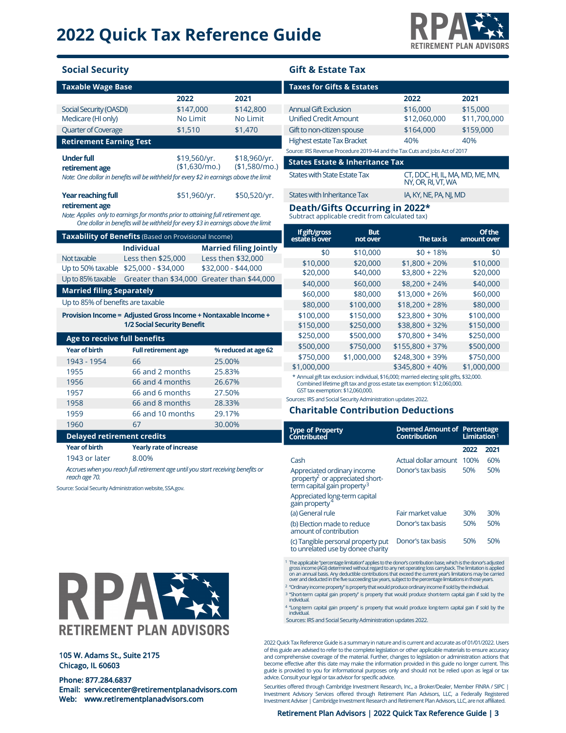# 2022 Quick Tax Reference Guide

## Social Security

### Taxable Wage Base

| | 2022 | 2021 |
|---|---|---|
| Social Security (OASDI) | $147,000 | $142,800 |
| Medicare (HI only) | No Limit | No Limit |
| Quarter of Coverage | $1,510 | $1,470 |

### Retirement Earning Test

| | | |
|---|---|---|
| **Under full retirement age** | $19,560/yr. ($1,630/mo.) | $18,960/yr. ($1,580/mo.) |

*Note: One dollar in benefits will be withheld for every $2 in earnings above the limit*

| | | |
|---|---|---|
| **Year reaching full retirement age** | $51,960/yr. | $50,520/yr. |

*Note: Applies only to earnings for months prior to attaining full retirement age. One dollar in benefits will be withheld for every $3 in earnings above the limit*

### Taxability of Benefits (Based on Provisional Income)

| | Individual | Married filing Jointly |
|---|---|---|
| Not taxable | Less then $25,000 | Less then $32,000 |
| Up to 50% taxable | $25,000 - $34,000 | $32,000 - $44,000 |
| Up to 85% taxable | Greater than $34,000 | Greater than $44,000 |

### Married filing Separately

Up to 85% of benefits are taxable

**Provision Income = Adjusted Gross Income + Nontaxable Income + 1/2 Social Security Benefit**

### Age to receive full benefits

| Year of birth | Full retirement age | % reduced at age 62 |
|---|---|---|
| 1943 - 1954 | 66 | 25.00% |
| 1955 | 66 and 2 months | 25.83% |
| 1956 | 66 and 4 months | 26.67% |
| 1957 | 66 and 6 months | 27.50% |
| 1958 | 66 and 8 months | 28.33% |
| 1959 | 66 and 10 months | 29.17% |
| 1960 | 67 | 30.00% |

### Delayed retirement credits

| Year of birth | Yearly rate of increase |
|---|---|
| 1943 or later | 8.00% |

*Accrues when you reach full retirement age until you start receiving benefits or reach age 70.*

Source: Social Security Administration website, SSA.gov.

## Gift & Estate Tax

### Taxes for Gifts & Estates

| | 2022 | 2021 |
|---|---|---|
| Annual Gift Exclusion | $16,000 | $15,000 |
| Unified Credit Amount | $12,060,000 | $11,700,000 |
| Gift to non-citizen spouse | $164,000 | $159,000 |
| Highest estate Tax Bracket | 40% | 40% |

Source: IRS Revenue Procedure 2019-44 and the Tax Cuts and Jobs Act of 2017

### States Estate & Inheritance Tax

| | |
|---|---|
| States with State Estate Tax | CT, DDC, HI, IL, MA, MD, ME, MN, NY, OR, RI, VT, WA |
| States with Inheritance Tax | IA, KY, NE, PA, NJ, MD |

### Death/Gifts Occurring in 2022*

Subtract applicable credit from calculated tax)

| If gift/gross estate is over | But not over | The tax is | Of the amount over |
|---|---|---|---|
| $0 | $10,000 | $0 + 18% | $0 |
| $10,000 | $20,000 | $1,800 + 20% | $10,000 |
| $20,000 | $40,000 | $3,800 + 22% | $20,000 |
| $40,000 | $60,000 | $8,200 + 24% | $40,000 |
| $60,000 | $80,000 | $13,000 + 26% | $60,000 |
| $80,000 | $100,000 | $18,200 + 28% | $80,000 |
| $100,000 | $150,000 | $23,800 + 30% | $100,000 |
| $150,000 | $250,000 | $38,800 + 32% | $150,000 |
| $250,000 | $500,000 | $70,800 + 34% | $250,000 |
| $500,000 | $750,000 | $155,800 + 37% | $500,000 |
| $750,000 | $1,000,000 | $248,300 + 39% | $750,000 |
| $1,000,000 | | $345,800 + 40% | $1,000,000 |

\* Annual gift tax exclusion: individual, $16,000; married electing split gifts, $32,000. Combined lifetime gift tax and gross estate tax exemption: $12,060,000. GST tax exemption: $12,060,000.

Sources: IRS and Social Security Administration updates 2022.

### Charitable Contribution Deductions

| Type of Property Contributed | Deemed Amount of Contribution | Percentage Limitation[1] 2022 | 2021 |
|---|---|---|---|
| Cash | Actual dollar amount | 100% | 60% |
| Appreciated ordinary income property[2] or appreciated short-term capital gain property[3] | Donor's tax basis | 50% | 50% |
| Appreciated long-term capital gain property[4] | | | |
| (a) General rule | Fair market value | 30% | 30% |
| (b) Election made to reduce amount of contribution | Donor's tax basis | 50% | 50% |
| (c) Tangible personal property put to unrelated use by donee charity | Donor's tax basis | 50% | 50% |

[1] The applicable "percentage limitation" applies to the donor's contribution base, which is the donor's adjusted gross income (AGI) determined without regard to any net operating loss carryback. The limitation is applied on an annual basis. Any deductible contributions that exceed the current year's limitations may be carried over and deducted in the five succeeding tax years, subject to the percentage limitations in those years.

[2] "Ordinary income property" is property that would produce ordinary income if sold by the individual.

[3] "Short-term capital gain property" is property that would produce short-term capital gain if sold by the individual.

[4] "Long-term capital gain property" is property that would produce long-term capital gain if sold by the individual.

Sources: IRS and Social Security Administration updates 2022.

**RPA RETIREMENT PLAN ADVISORS**

**105 W. Adams St., Suite 2175**
**Chicago, IL 60603**

**Phone: 877.284.6837**
**Email: servicecenter@retirementplanadvisors.com**
**Web: www.retirementplanadvisors.com**

2022 Quick Tax Reference Guide is a summary in nature and is current and accurate as of 01/01/2022. Users of this guide are advised to refer to the complete legislation or other applicable materials to ensure accuracy and comprehensive coverage of the material. Further, changes to legislation or administration actions that become effective after this date may make the information provided in this guide no longer current. This guide is provided to you for informational purposes only and should not be relied upon as legal or tax advice. Consult your legal or tax advisor for specific advice.

Securities offered through Cambridge Investment Research, Inc., a Broker/Dealer, Member FINRA / SIPC | Investment Advisory Services offered through Retirement Plan Advisors, LLC, a Federally Registered Investment Adviser | Cambridge Investment Research and Retirement Plan Advisors, LLC, are not affiliated.